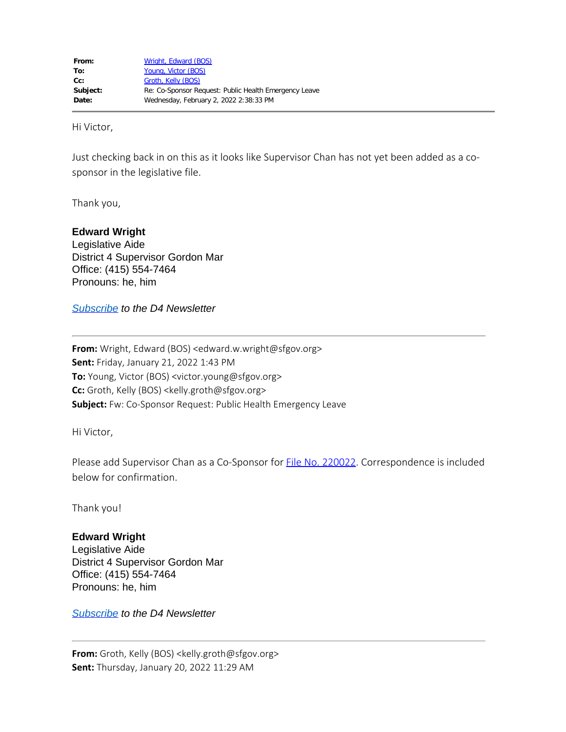| | |
|---|---|
| **From:** | Wright, Edward (BOS) |
| **To:** | Young, Victor (BOS) |
| **Cc:** | Groth, Kelly (BOS) |
| **Subject:** | Re: Co-Sponsor Request: Public Health Emergency Leave |
| **Date:** | Wednesday, February 2, 2022 2:38:33 PM |

---

Hi Victor,

Just checking back in on this as it looks like Supervisor Chan has not yet been added as a co-sponsor in the legislative file.

Thank you,

**Edward Wright**
Legislative Aide
District 4 Supervisor Gordon Mar
Office: (415) 554-7464
Pronouns: he, him

*Subscribe to the D4 Newsletter*

---

**From:** Wright, Edward (BOS) <edward.w.wright@sfgov.org>
**Sent:** Friday, January 21, 2022 1:43 PM
**To:** Young, Victor (BOS) <victor.young@sfgov.org>
**Cc:** Groth, Kelly (BOS) <kelly.groth@sfgov.org>
**Subject:** Fw: Co-Sponsor Request: Public Health Emergency Leave

Hi Victor,

Please add Supervisor Chan as a Co-Sponsor for File No. 220022. Correspondence is included below for confirmation.

Thank you!

**Edward Wright**
Legislative Aide
District 4 Supervisor Gordon Mar
Office: (415) 554-7464
Pronouns: he, him

*Subscribe to the D4 Newsletter*

---

**From:** Groth, Kelly (BOS) <kelly.groth@sfgov.org>
**Sent:** Thursday, January 20, 2022 11:29 AM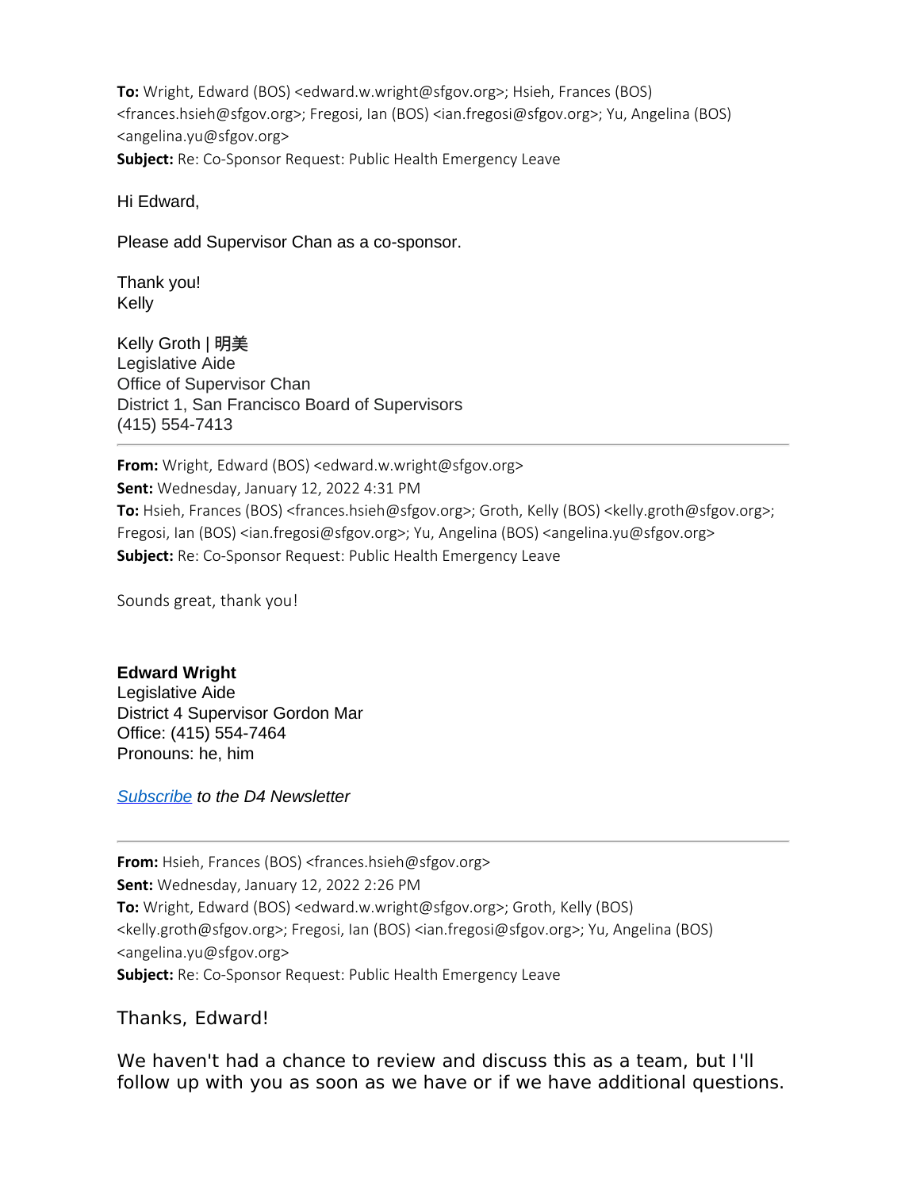**To:** Wright, Edward (BOS) <edward.w.wright@sfgov.org>; Hsieh, Frances (BOS) <frances.hsieh@sfgov.org>; Fregosi, Ian (BOS) <ian.fregosi@sfgov.org>; Yu, Angelina (BOS) <angelina.yu@sfgov.org>
**Subject:** Re: Co-Sponsor Request: Public Health Emergency Leave

Hi Edward,

Please add Supervisor Chan as a co-sponsor.

Thank you!
Kelly

Kelly Groth | 明美
Legislative Aide
Office of Supervisor Chan
District 1, San Francisco Board of Supervisors
(415) 554-7413

---

**From:** Wright, Edward (BOS) <edward.w.wright@sfgov.org>
**Sent:** Wednesday, January 12, 2022 4:31 PM
**To:** Hsieh, Frances (BOS) <frances.hsieh@sfgov.org>; Groth, Kelly (BOS) <kelly.groth@sfgov.org>; Fregosi, Ian (BOS) <ian.fregosi@sfgov.org>; Yu, Angelina (BOS) <angelina.yu@sfgov.org>
**Subject:** Re: Co-Sponsor Request: Public Health Emergency Leave

Sounds great, thank you!

**Edward Wright**
Legislative Aide
District 4 Supervisor Gordon Mar
Office: (415) 554-7464
Pronouns: he, him

*Subscribe to the D4 Newsletter*

---

**From:** Hsieh, Frances (BOS) <frances.hsieh@sfgov.org>
**Sent:** Wednesday, January 12, 2022 2:26 PM
**To:** Wright, Edward (BOS) <edward.w.wright@sfgov.org>; Groth, Kelly (BOS) <kelly.groth@sfgov.org>; Fregosi, Ian (BOS) <ian.fregosi@sfgov.org>; Yu, Angelina (BOS) <angelina.yu@sfgov.org>
**Subject:** Re: Co-Sponsor Request: Public Health Emergency Leave

Thanks, Edward!

We haven't had a chance to review and discuss this as a team, but I'll follow up with you as soon as we have or if we have additional questions.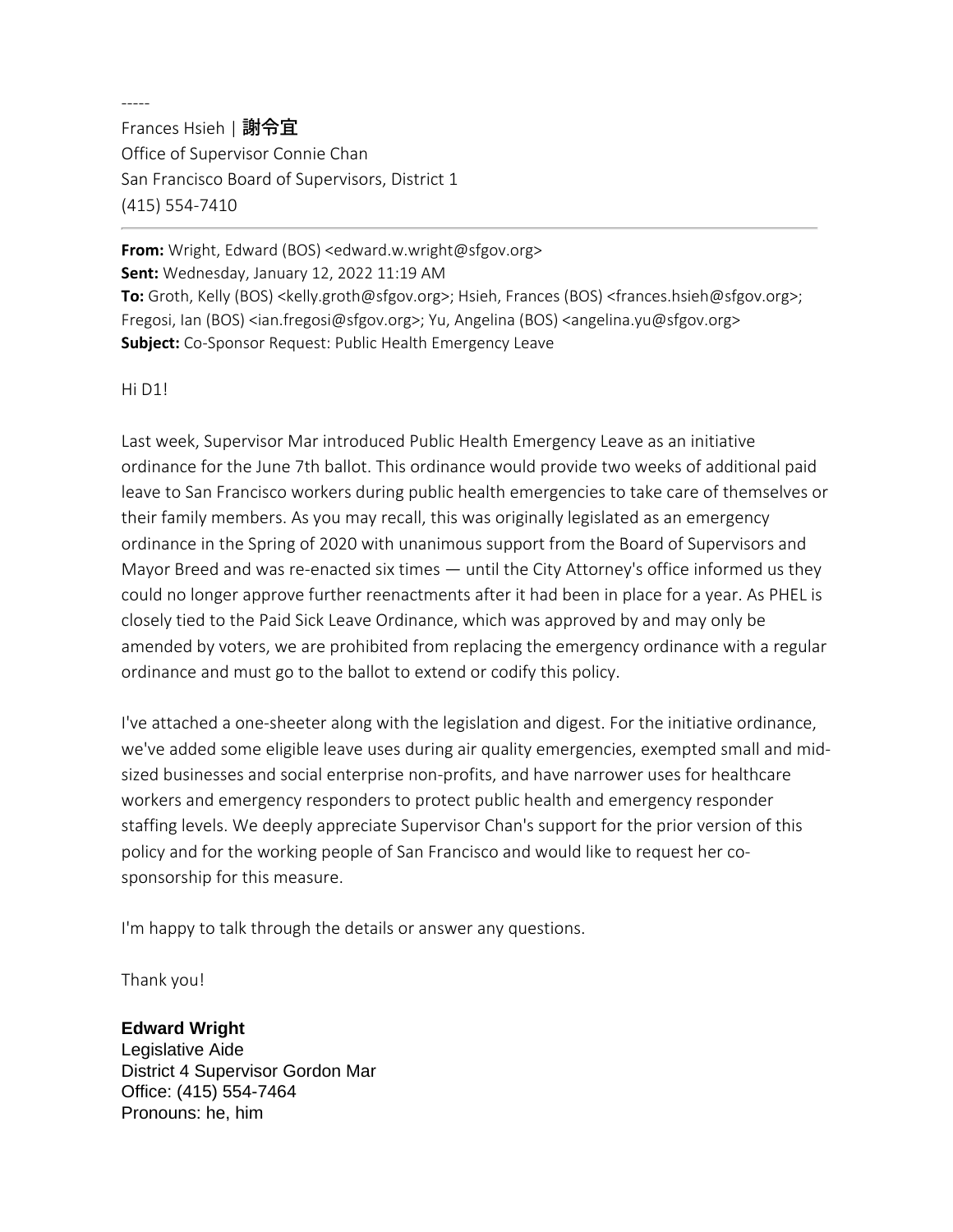-----

Frances Hsieh | **謝令宜**
Office of Supervisor Connie Chan
San Francisco Board of Supervisors, District 1
(415) 554-7410

---

**From:** Wright, Edward (BOS) <edward.w.wright@sfgov.org>
**Sent:** Wednesday, January 12, 2022 11:19 AM
**To:** Groth, Kelly (BOS) <kelly.groth@sfgov.org>; Hsieh, Frances (BOS) <frances.hsieh@sfgov.org>; Fregosi, Ian (BOS) <ian.fregosi@sfgov.org>; Yu, Angelina (BOS) <angelina.yu@sfgov.org>
**Subject:** Co-Sponsor Request: Public Health Emergency Leave

Hi D1!

Last week, Supervisor Mar introduced Public Health Emergency Leave as an initiative ordinance for the June 7th ballot. This ordinance would provide two weeks of additional paid leave to San Francisco workers during public health emergencies to take care of themselves or their family members. As you may recall, this was originally legislated as an emergency ordinance in the Spring of 2020 with unanimous support from the Board of Supervisors and Mayor Breed and was re-enacted six times — until the City Attorney's office informed us they could no longer approve further reenactments after it had been in place for a year. As PHEL is closely tied to the Paid Sick Leave Ordinance, which was approved by and may only be amended by voters, we are prohibited from replacing the emergency ordinance with a regular ordinance and must go to the ballot to extend or codify this policy.

I've attached a one-sheeter along with the legislation and digest. For the initiative ordinance, we've added some eligible leave uses during air quality emergencies, exempted small and mid-sized businesses and social enterprise non-profits, and have narrower uses for healthcare workers and emergency responders to protect public health and emergency responder staffing levels. We deeply appreciate Supervisor Chan's support for the prior version of this policy and for the working people of San Francisco and would like to request her co-sponsorship for this measure.

I'm happy to talk through the details or answer any questions.

Thank you!

**Edward Wright**
Legislative Aide
District 4 Supervisor Gordon Mar
Office: (415) 554-7464
Pronouns: he, him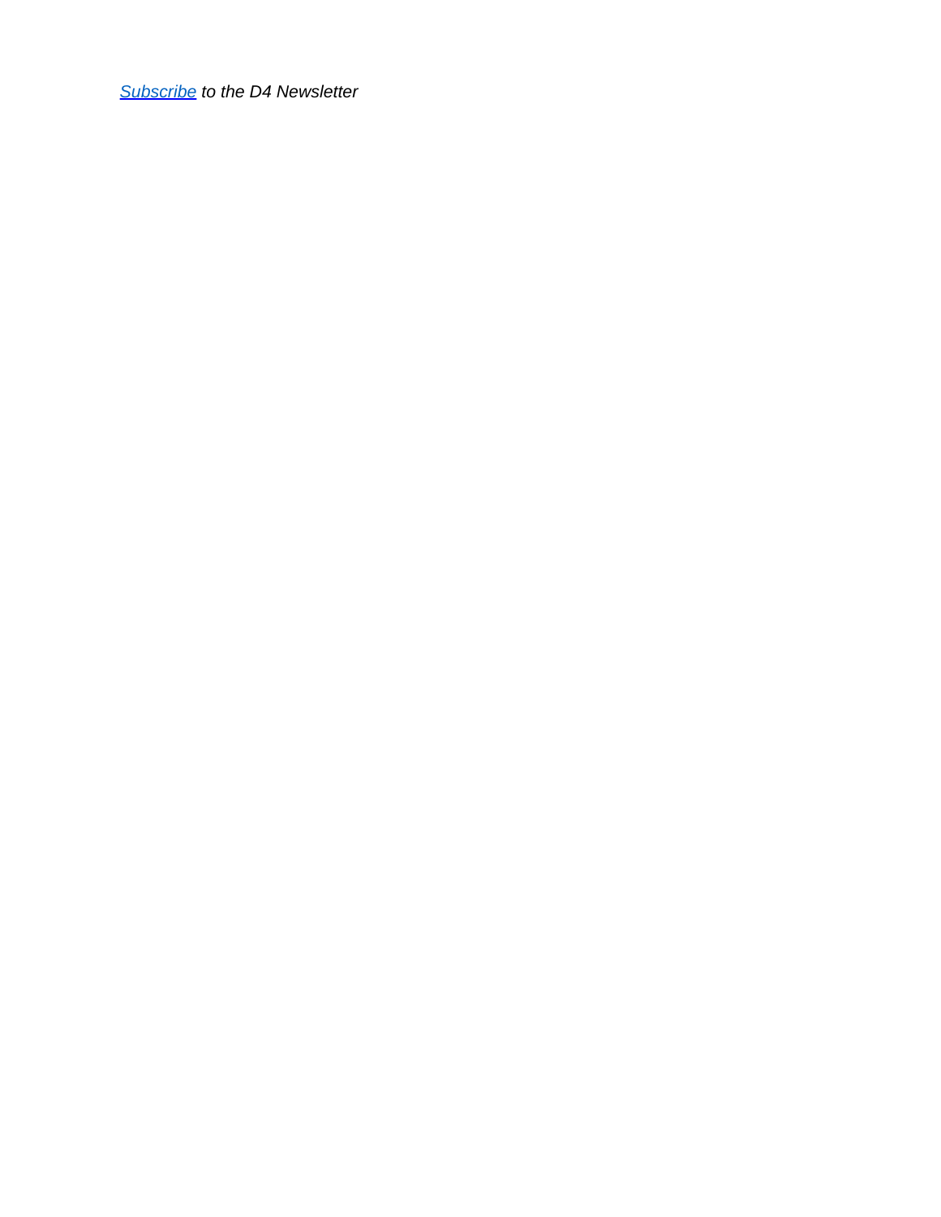*[Subscribe](#) to the D4 Newsletter*